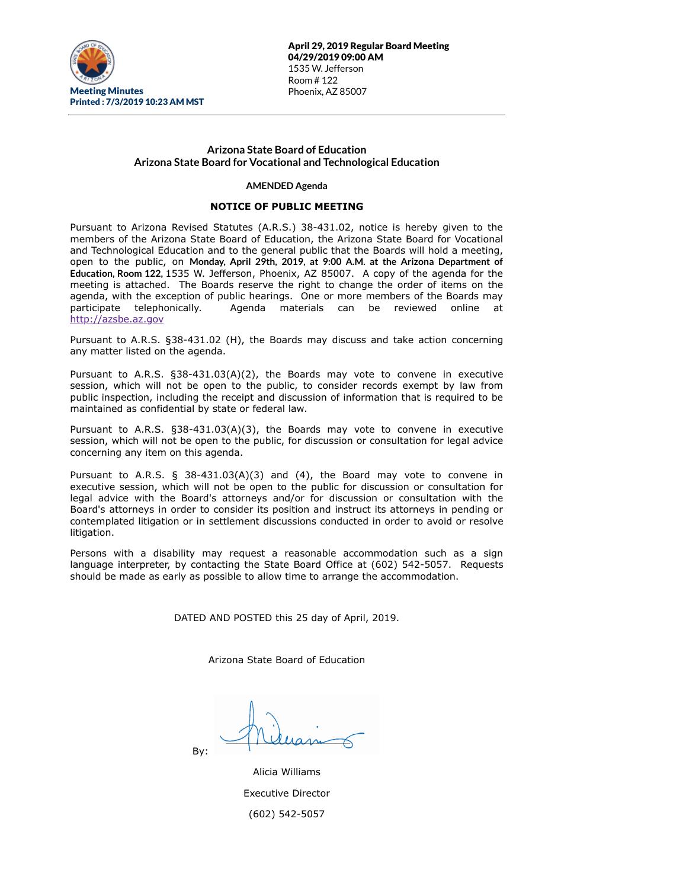**Meeting Minutes**
**Printed : 7/3/2019 10:23 AM MST**

**April 29, 2019 Regular Board Meeting**
**04/29/2019 09:00 AM**
1535 W. Jefferson
Room # 122
Phoenix, AZ 85007

## Arizona State Board of Education
## Arizona State Board for Vocational and Technological Education

**AMENDED Agenda**

**NOTICE OF PUBLIC MEETING**

Pursuant to Arizona Revised Statutes (A.R.S.) 38-431.02, notice is hereby given to the members of the Arizona State Board of Education, the Arizona State Board for Vocational and Technological Education and to the general public that the Boards will hold a meeting, open to the public, on **Monday, April 29th, 2019, at 9:00 A.M. at the Arizona Department of Education, Room 122**, 1535 W. Jefferson, Phoenix, AZ 85007. A copy of the agenda for the meeting is attached. The Boards reserve the right to change the order of items on the agenda, with the exception of public hearings. One or more members of the Boards may participate telephonically. Agenda materials can be reviewed online at http://azsbe.az.gov

Pursuant to A.R.S. §38-431.02 (H), the Boards may discuss and take action concerning any matter listed on the agenda.

Pursuant to A.R.S. §38-431.03(A)(2), the Boards may vote to convene in executive session, which will not be open to the public, to consider records exempt by law from public inspection, including the receipt and discussion of information that is required to be maintained as confidential by state or federal law.

Pursuant to A.R.S. §38-431.03(A)(3), the Boards may vote to convene in executive session, which will not be open to the public, for discussion or consultation for legal advice concerning any item on this agenda.

Pursuant to A.R.S. § 38-431.03(A)(3) and (4), the Board may vote to convene in executive session, which will not be open to the public for discussion or consultation for legal advice with the Board's attorneys and/or for discussion or consultation with the Board's attorneys in order to consider its position and instruct its attorneys in pending or contemplated litigation or in settlement discussions conducted in order to avoid or resolve litigation.

Persons with a disability may request a reasonable accommodation such as a sign language interpreter, by contacting the State Board Office at (602) 542-5057. Requests should be made as early as possible to allow time to arrange the accommodation.

DATED AND POSTED this 25 day of April, 2019.

Arizona State Board of Education

By:

Alicia Williams
Executive Director
(602) 542-5057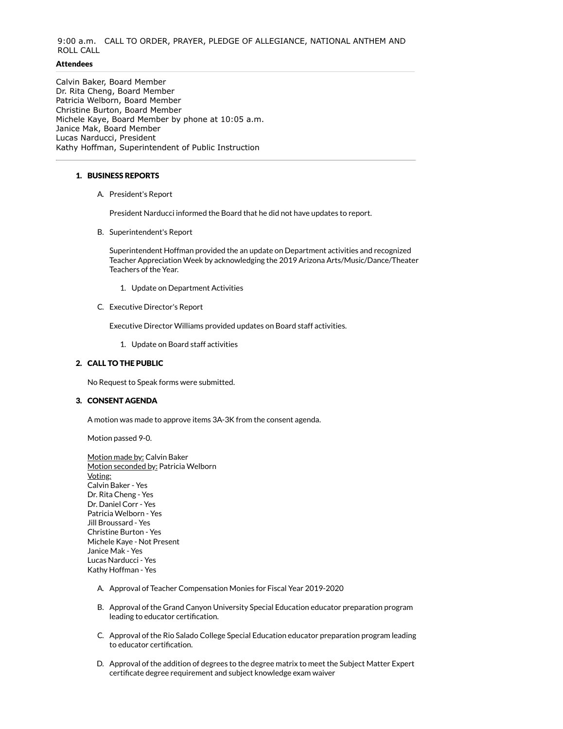9:00 a.m. CALL TO ORDER, PRAYER, PLEDGE OF ALLEGIANCE, NATIONAL ANTHEM AND ROLL CALL

**Attendees**

Calvin Baker, Board Member
Dr. Rita Cheng, Board Member
Patricia Welborn, Board Member
Christine Burton, Board Member
Michele Kaye, Board Member by phone at 10:05 a.m.
Janice Mak, Board Member
Lucas Narducci, President
Kathy Hoffman, Superintendent of Public Instruction

## 1. BUSINESS REPORTS

A. President's Report

President Narducci informed the Board that he did not have updates to report.

B. Superintendent's Report

Superintendent Hoffman provided the an update on Department activities and recognized Teacher Appreciation Week by acknowledging the 2019 Arizona Arts/Music/Dance/Theater Teachers of the Year.

1. Update on Department Activities

C. Executive Director's Report

Executive Director Williams provided updates on Board staff activities.

1. Update on Board staff activities

## 2. CALL TO THE PUBLIC

No Request to Speak forms were submitted.

## 3. CONSENT AGENDA

A motion was made to approve items 3A-3K from the consent agenda.

Motion passed 9-0.

Motion made by: Calvin Baker
Motion seconded by: Patricia Welborn
Voting:
Calvin Baker - Yes
Dr. Rita Cheng - Yes
Dr. Daniel Corr - Yes
Patricia Welborn - Yes
Jill Broussard - Yes
Christine Burton - Yes
Michele Kaye - Not Present
Janice Mak - Yes
Lucas Narducci - Yes
Kathy Hoffman - Yes

A. Approval of Teacher Compensation Monies for Fiscal Year 2019-2020

B. Approval of the Grand Canyon University Special Education educator preparation program leading to educator certification.

C. Approval of the Rio Salado College Special Education educator preparation program leading to educator certification.

D. Approval of the addition of degrees to the degree matrix to meet the Subject Matter Expert certificate degree requirement and subject knowledge exam waiver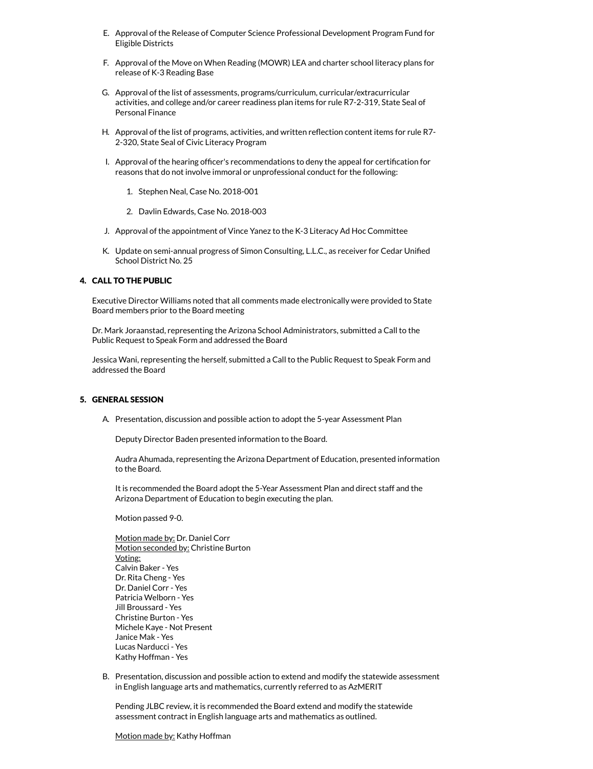E. Approval of the Release of Computer Science Professional Development Program Fund for Eligible Districts

F. Approval of the Move on When Reading (MOWR) LEA and charter school literacy plans for release of K-3 Reading Base

G. Approval of the list of assessments, programs/curriculum, curricular/extracurricular activities, and college and/or career readiness plan items for rule R7-2-319, State Seal of Personal Finance

H. Approval of the list of programs, activities, and written reflection content items for rule R7-2-320, State Seal of Civic Literacy Program

I. Approval of the hearing officer's recommendations to deny the appeal for certification for reasons that do not involve immoral or unprofessional conduct for the following:

   1. Stephen Neal, Case No. 2018-001

   2. Davlin Edwards, Case No. 2018-003

J. Approval of the appointment of Vince Yanez to the K-3 Literacy Ad Hoc Committee

K. Update on semi-annual progress of Simon Consulting, L.L.C., as receiver for Cedar Unified School District No. 25

## 4. CALL TO THE PUBLIC

Executive Director Williams noted that all comments made electronically were provided to State Board members prior to the Board meeting

Dr. Mark Joraanstad, representing the Arizona School Administrators, submitted a Call to the Public Request to Speak Form and addressed the Board

Jessica Wani, representing the herself, submitted a Call to the Public Request to Speak Form and addressed the Board

## 5. GENERAL SESSION

A. Presentation, discussion and possible action to adopt the 5-year Assessment Plan

Deputy Director Baden presented information to the Board.

Audra Ahumada, representing the Arizona Department of Education, presented information to the Board.

It is recommended the Board adopt the 5-Year Assessment Plan and direct staff and the Arizona Department of Education to begin executing the plan.

Motion passed 9-0.

Motion made by: Dr. Daniel Corr
Motion seconded by: Christine Burton
Voting:
Calvin Baker - Yes
Dr. Rita Cheng - Yes
Dr. Daniel Corr - Yes
Patricia Welborn - Yes
Jill Broussard - Yes
Christine Burton - Yes
Michele Kaye - Not Present
Janice Mak - Yes
Lucas Narducci - Yes
Kathy Hoffman - Yes

B. Presentation, discussion and possible action to extend and modify the statewide assessment in English language arts and mathematics, currently referred to as AzMERIT

Pending JLBC review, it is recommended the Board extend and modify the statewide assessment contract in English language arts and mathematics as outlined.

Motion made by: Kathy Hoffman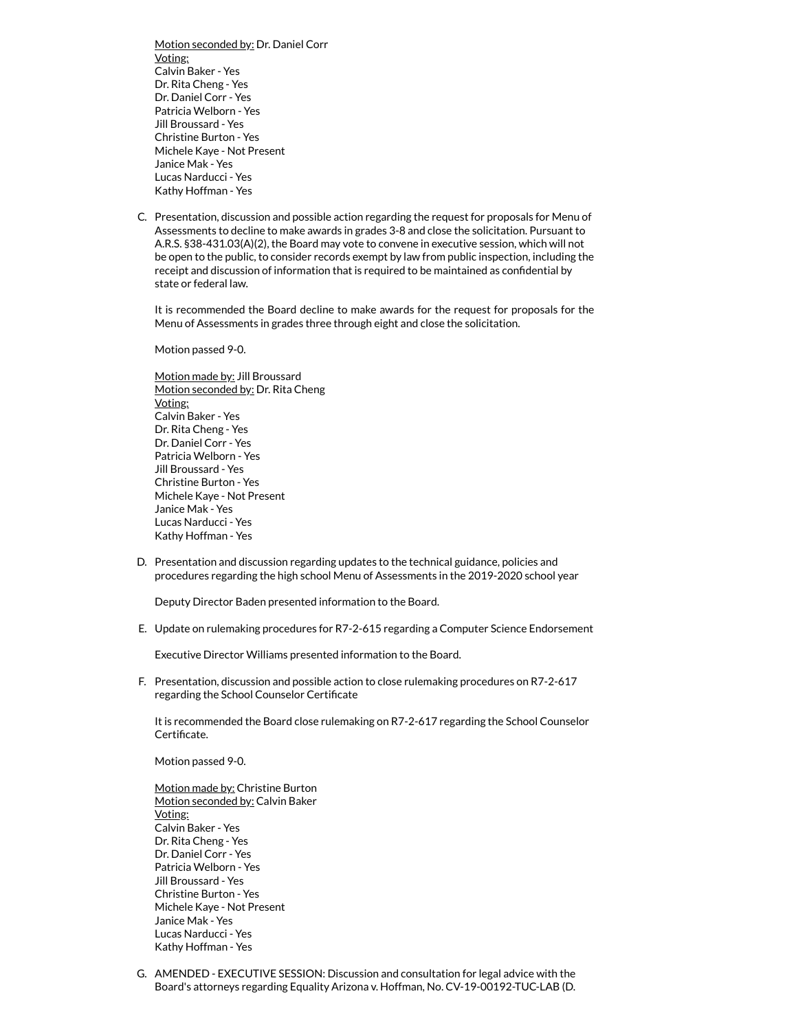<u>Motion seconded by:</u> Dr. Daniel Corr
<u>Voting:</u>
Calvin Baker - Yes
Dr. Rita Cheng - Yes
Dr. Daniel Corr - Yes
Patricia Welborn - Yes
Jill Broussard - Yes
Christine Burton - Yes
Michele Kaye - Not Present
Janice Mak - Yes
Lucas Narducci - Yes
Kathy Hoffman - Yes

C. Presentation, discussion and possible action regarding the request for proposals for Menu of Assessments to decline to make awards in grades 3-8 and close the solicitation. Pursuant to A.R.S. §38-431.03(A)(2), the Board may vote to convene in executive session, which will not be open to the public, to consider records exempt by law from public inspection, including the receipt and discussion of information that is required to be maintained as confidential by state or federal law.

   It is recommended the Board decline to make awards for the request for proposals for the Menu of Assessments in grades three through eight and close the solicitation.

   Motion passed 9-0.

   <u>Motion made by:</u> Jill Broussard
   <u>Motion seconded by:</u> Dr. Rita Cheng
   <u>Voting:</u>
   Calvin Baker - Yes
   Dr. Rita Cheng - Yes
   Dr. Daniel Corr - Yes
   Patricia Welborn - Yes
   Jill Broussard - Yes
   Christine Burton - Yes
   Michele Kaye - Not Present
   Janice Mak - Yes
   Lucas Narducci - Yes
   Kathy Hoffman - Yes

D. Presentation and discussion regarding updates to the technical guidance, policies and procedures regarding the high school Menu of Assessments in the 2019-2020 school year

   Deputy Director Baden presented information to the Board.

E. Update on rulemaking procedures for R7-2-615 regarding a Computer Science Endorsement

   Executive Director Williams presented information to the Board.

F. Presentation, discussion and possible action to close rulemaking procedures on R7-2-617 regarding the School Counselor Certificate

   It is recommended the Board close rulemaking on R7-2-617 regarding the School Counselor Certificate.

   Motion passed 9-0.

   <u>Motion made by:</u> Christine Burton
   <u>Motion seconded by:</u> Calvin Baker
   <u>Voting:</u>
   Calvin Baker - Yes
   Dr. Rita Cheng - Yes
   Dr. Daniel Corr - Yes
   Patricia Welborn - Yes
   Jill Broussard - Yes
   Christine Burton - Yes
   Michele Kaye - Not Present
   Janice Mak - Yes
   Lucas Narducci - Yes
   Kathy Hoffman - Yes

G. AMENDED - EXECUTIVE SESSION: Discussion and consultation for legal advice with the Board's attorneys regarding Equality Arizona v. Hoffman, No. CV-19-00192-TUC-LAB (D.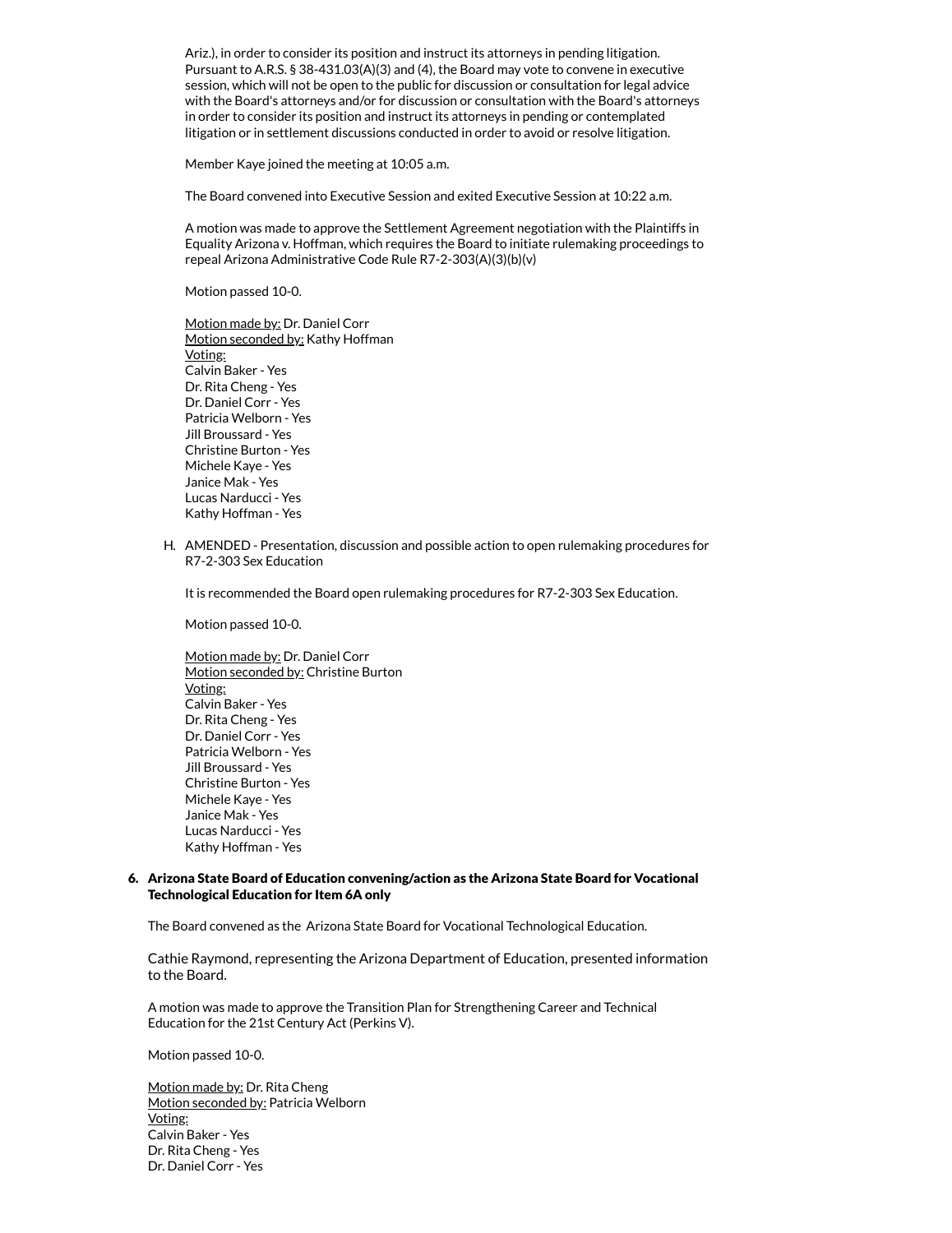Ariz.), in order to consider its position and instruct its attorneys in pending litigation. Pursuant to A.R.S. § 38-431.03(A)(3) and (4), the Board may vote to convene in executive session, which will not be open to the public for discussion or consultation for legal advice with the Board's attorneys and/or for discussion or consultation with the Board's attorneys in order to consider its position and instruct its attorneys in pending or contemplated litigation or in settlement discussions conducted in order to avoid or resolve litigation.

Member Kaye joined the meeting at 10:05 a.m.

The Board convened into Executive Session and exited Executive Session at 10:22 a.m.

A motion was made to approve the Settlement Agreement negotiation with the Plaintiffs in Equality Arizona v. Hoffman, which requires the Board to initiate rulemaking proceedings to repeal Arizona Administrative Code Rule R7-2-303(A)(3)(b)(v)

Motion passed 10-0.

Motion made by: Dr. Daniel Corr
Motion seconded by: Kathy Hoffman
Voting:
Calvin Baker - Yes
Dr. Rita Cheng - Yes
Dr. Daniel Corr - Yes
Patricia Welborn - Yes
Jill Broussard - Yes
Christine Burton - Yes
Michele Kaye - Yes
Janice Mak - Yes
Lucas Narducci - Yes
Kathy Hoffman - Yes

H. AMENDED - Presentation, discussion and possible action to open rulemaking procedures for R7-2-303 Sex Education

It is recommended the Board open rulemaking procedures for R7-2-303 Sex Education.

Motion passed 10-0.

Motion made by: Dr. Daniel Corr
Motion seconded by: Christine Burton
Voting:
Calvin Baker - Yes
Dr. Rita Cheng - Yes
Dr. Daniel Corr - Yes
Patricia Welborn - Yes
Jill Broussard - Yes
Christine Burton - Yes
Michele Kaye - Yes
Janice Mak - Yes
Lucas Narducci - Yes
Kathy Hoffman - Yes

**6. Arizona State Board of Education convening/action as the Arizona State Board for Vocational Technological Education for Item 6A only**

The Board convened as the Arizona State Board for Vocational Technological Education.

Cathie Raymond, representing the Arizona Department of Education, presented information to the Board.

A motion was made to approve the Transition Plan for Strengthening Career and Technical Education for the 21st Century Act (Perkins V).

Motion passed 10-0.

Motion made by: Dr. Rita Cheng
Motion seconded by: Patricia Welborn
Voting:
Calvin Baker - Yes
Dr. Rita Cheng - Yes
Dr. Daniel Corr - Yes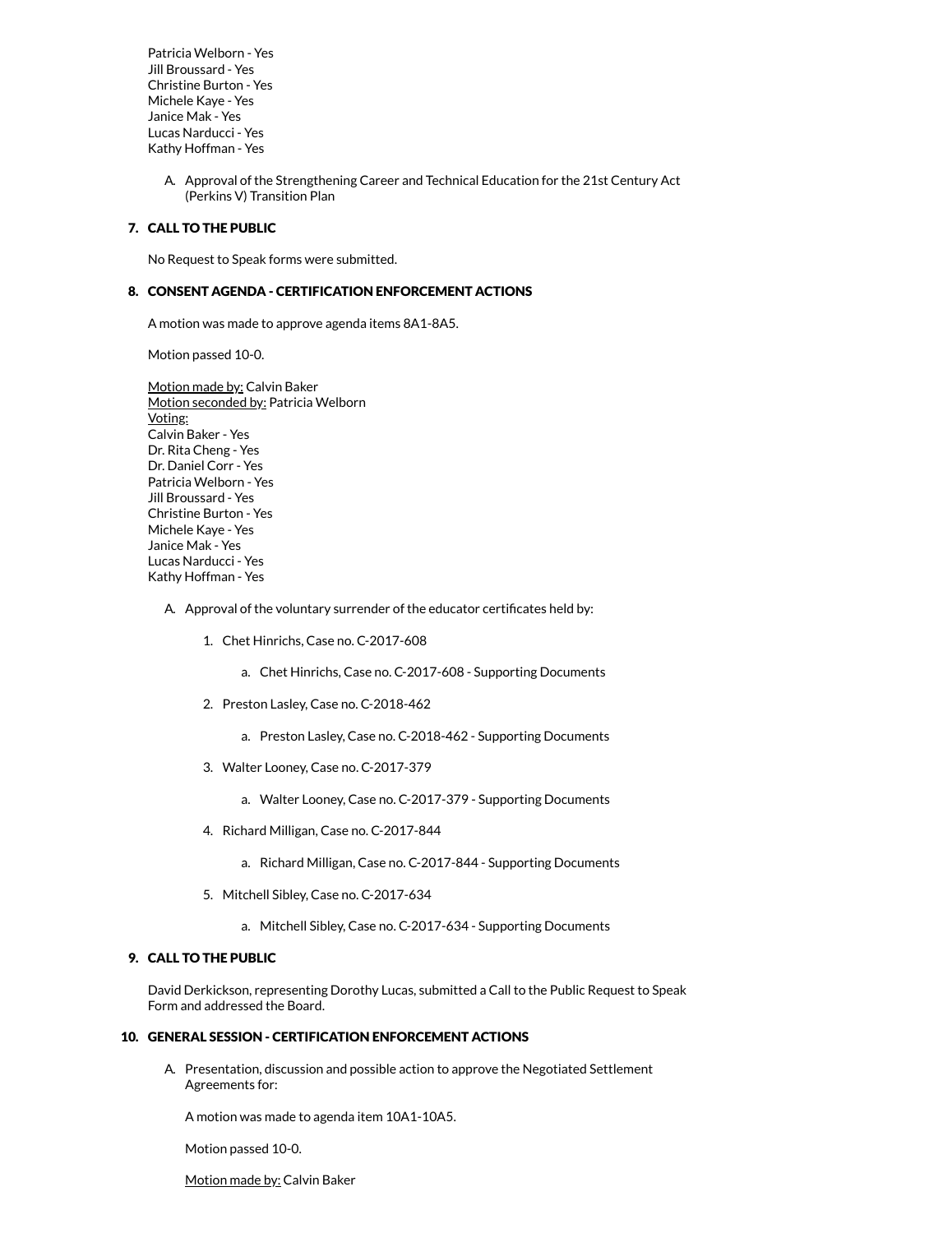Patricia Welborn - Yes
Jill Broussard - Yes
Christine Burton - Yes
Michele Kaye - Yes
Janice Mak - Yes
Lucas Narducci - Yes
Kathy Hoffman - Yes

A. Approval of the Strengthening Career and Technical Education for the 21st Century Act (Perkins V) Transition Plan

## 7. CALL TO THE PUBLIC

No Request to Speak forms were submitted.

## 8. CONSENT AGENDA - CERTIFICATION ENFORCEMENT ACTIONS

A motion was made to approve agenda items 8A1-8A5.

Motion passed 10-0.

Motion made by: Calvin Baker
Motion seconded by: Patricia Welborn
Voting:
Calvin Baker - Yes
Dr. Rita Cheng - Yes
Dr. Daniel Corr - Yes
Patricia Welborn - Yes
Jill Broussard - Yes
Christine Burton - Yes
Michele Kaye - Yes
Janice Mak - Yes
Lucas Narducci - Yes
Kathy Hoffman - Yes

A. Approval of the voluntary surrender of the educator certificates held by:

1. Chet Hinrichs, Case no. C-2017-608
    a. Chet Hinrichs, Case no. C-2017-608 - Supporting Documents
2. Preston Lasley, Case no. C-2018-462
    a. Preston Lasley, Case no. C-2018-462 - Supporting Documents
3. Walter Looney, Case no. C-2017-379
    a. Walter Looney, Case no. C-2017-379 - Supporting Documents
4. Richard Milligan, Case no. C-2017-844
    a. Richard Milligan, Case no. C-2017-844 - Supporting Documents
5. Mitchell Sibley, Case no. C-2017-634
    a. Mitchell Sibley, Case no. C-2017-634 - Supporting Documents

## 9. CALL TO THE PUBLIC

David Derkickson, representing Dorothy Lucas, submitted a Call to the Public Request to Speak Form and addressed the Board.

## 10. GENERAL SESSION - CERTIFICATION ENFORCEMENT ACTIONS

A. Presentation, discussion and possible action to approve the Negotiated Settlement Agreements for:

A motion was made to agenda item 10A1-10A5.

Motion passed 10-0.

Motion made by: Calvin Baker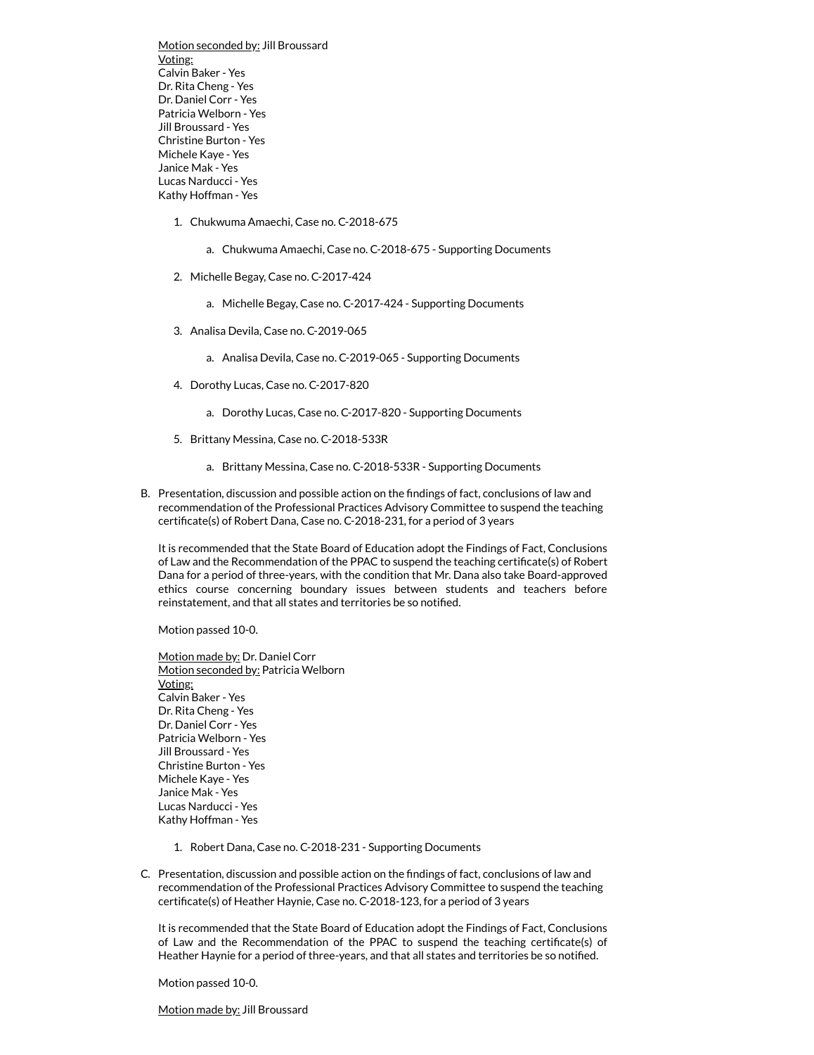Motion seconded by: Jill Broussard
Voting:
Calvin Baker - Yes
Dr. Rita Cheng - Yes
Dr. Daniel Corr - Yes
Patricia Welborn - Yes
Jill Broussard - Yes
Christine Burton - Yes
Michele Kaye - Yes
Janice Mak - Yes
Lucas Narducci - Yes
Kathy Hoffman - Yes

1. Chukwuma Amaechi, Case no. C-2018-675
   a. Chukwuma Amaechi, Case no. C-2018-675 - Supporting Documents
2. Michelle Begay, Case no. C-2017-424
   a. Michelle Begay, Case no. C-2017-424 - Supporting Documents
3. Analisa Devila, Case no. C-2019-065
   a. Analisa Devila, Case no. C-2019-065 - Supporting Documents
4. Dorothy Lucas, Case no. C-2017-820
   a. Dorothy Lucas, Case no. C-2017-820 - Supporting Documents
5. Brittany Messina, Case no. C-2018-533R
   a. Brittany Messina, Case no. C-2018-533R - Supporting Documents

B. Presentation, discussion and possible action on the findings of fact, conclusions of law and recommendation of the Professional Practices Advisory Committee to suspend the teaching certificate(s) of Robert Dana, Case no. C-2018-231, for a period of 3 years

   It is recommended that the State Board of Education adopt the Findings of Fact, Conclusions of Law and the Recommendation of the PPAC to suspend the teaching certificate(s) of Robert Dana for a period of three-years, with the condition that Mr. Dana also take Board-approved ethics course concerning boundary issues between students and teachers before reinstatement, and that all states and territories be so notified.

   Motion passed 10-0.

   Motion made by: Dr. Daniel Corr
   Motion seconded by: Patricia Welborn
   Voting:
   Calvin Baker - Yes
   Dr. Rita Cheng - Yes
   Dr. Daniel Corr - Yes
   Patricia Welborn - Yes
   Jill Broussard - Yes
   Christine Burton - Yes
   Michele Kaye - Yes
   Janice Mak - Yes
   Lucas Narducci - Yes
   Kathy Hoffman - Yes

   1. Robert Dana, Case no. C-2018-231 - Supporting Documents

C. Presentation, discussion and possible action on the findings of fact, conclusions of law and recommendation of the Professional Practices Advisory Committee to suspend the teaching certificate(s) of Heather Haynie, Case no. C-2018-123, for a period of 3 years

   It is recommended that the State Board of Education adopt the Findings of Fact, Conclusions of Law and the Recommendation of the PPAC to suspend the teaching certificate(s) of Heather Haynie for a period of three-years, and that all states and territories be so notified.

   Motion passed 10-0.

   Motion made by: Jill Broussard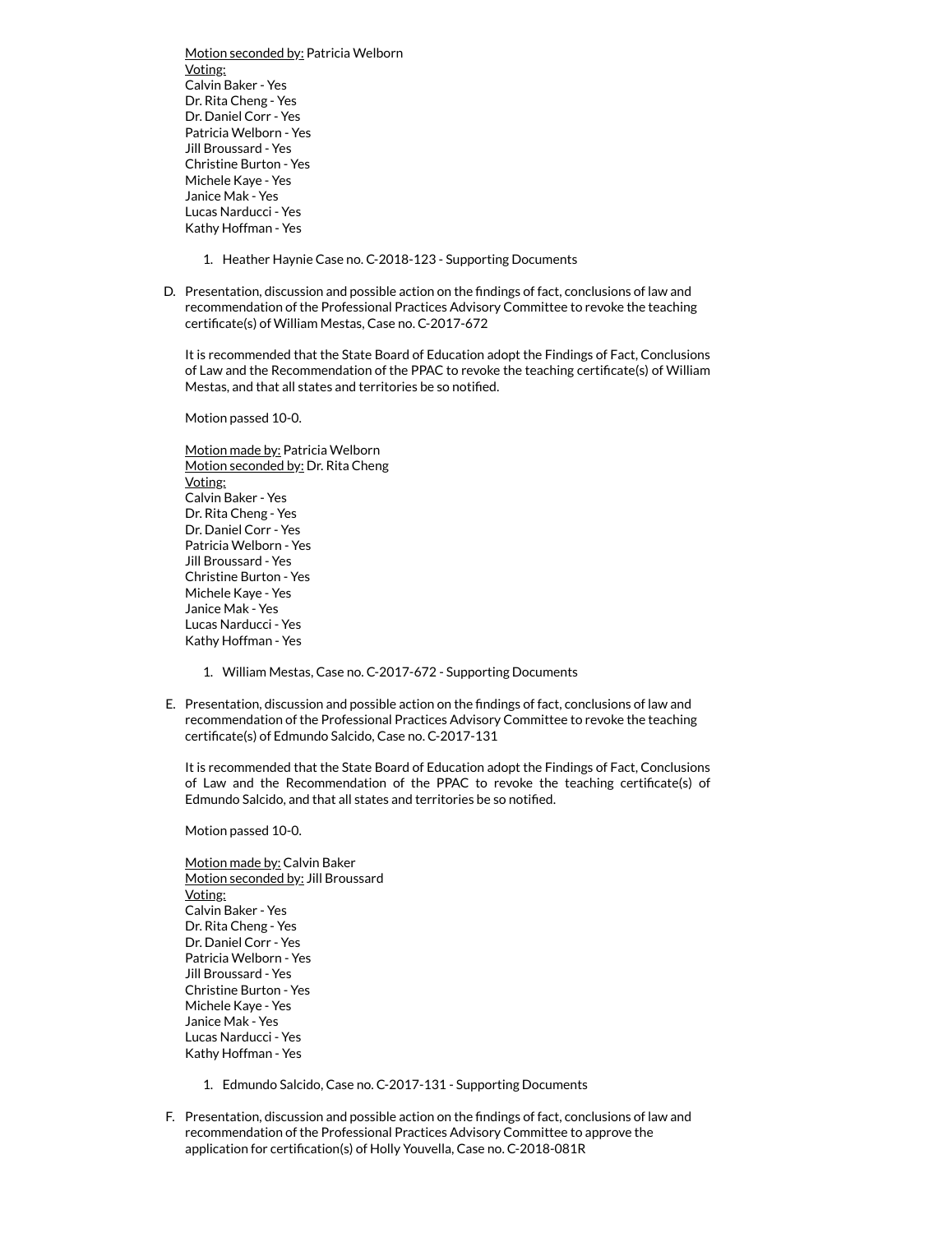Motion seconded by: Patricia Welborn
Voting:
Calvin Baker - Yes
Dr. Rita Cheng - Yes
Dr. Daniel Corr - Yes
Patricia Welborn - Yes
Jill Broussard - Yes
Christine Burton - Yes
Michele Kaye - Yes
Janice Mak - Yes
Lucas Narducci - Yes
Kathy Hoffman - Yes

1. Heather Haynie Case no. C-2018-123 - Supporting Documents

D. Presentation, discussion and possible action on the findings of fact, conclusions of law and recommendation of the Professional Practices Advisory Committee to revoke the teaching certificate(s) of William Mestas, Case no. C-2017-672

   It is recommended that the State Board of Education adopt the Findings of Fact, Conclusions of Law and the Recommendation of the PPAC to revoke the teaching certificate(s) of William Mestas, and that all states and territories be so notified.

   Motion passed 10-0.

   Motion made by: Patricia Welborn
   Motion seconded by: Dr. Rita Cheng
   Voting:
   Calvin Baker - Yes
   Dr. Rita Cheng - Yes
   Dr. Daniel Corr - Yes
   Patricia Welborn - Yes
   Jill Broussard - Yes
   Christine Burton - Yes
   Michele Kaye - Yes
   Janice Mak - Yes
   Lucas Narducci - Yes
   Kathy Hoffman - Yes

   1. William Mestas, Case no. C-2017-672 - Supporting Documents

E. Presentation, discussion and possible action on the findings of fact, conclusions of law and recommendation of the Professional Practices Advisory Committee to revoke the teaching certificate(s) of Edmundo Salcido, Case no. C-2017-131

   It is recommended that the State Board of Education adopt the Findings of Fact, Conclusions of Law and the Recommendation of the PPAC to revoke the teaching certificate(s) of Edmundo Salcido, and that all states and territories be so notified.

   Motion passed 10-0.

   Motion made by: Calvin Baker
   Motion seconded by: Jill Broussard
   Voting:
   Calvin Baker - Yes
   Dr. Rita Cheng - Yes
   Dr. Daniel Corr - Yes
   Patricia Welborn - Yes
   Jill Broussard - Yes
   Christine Burton - Yes
   Michele Kaye - Yes
   Janice Mak - Yes
   Lucas Narducci - Yes
   Kathy Hoffman - Yes

   1. Edmundo Salcido, Case no. C-2017-131 - Supporting Documents

F. Presentation, discussion and possible action on the findings of fact, conclusions of law and recommendation of the Professional Practices Advisory Committee to approve the application for certification(s) of Holly Youvella, Case no. C-2018-081R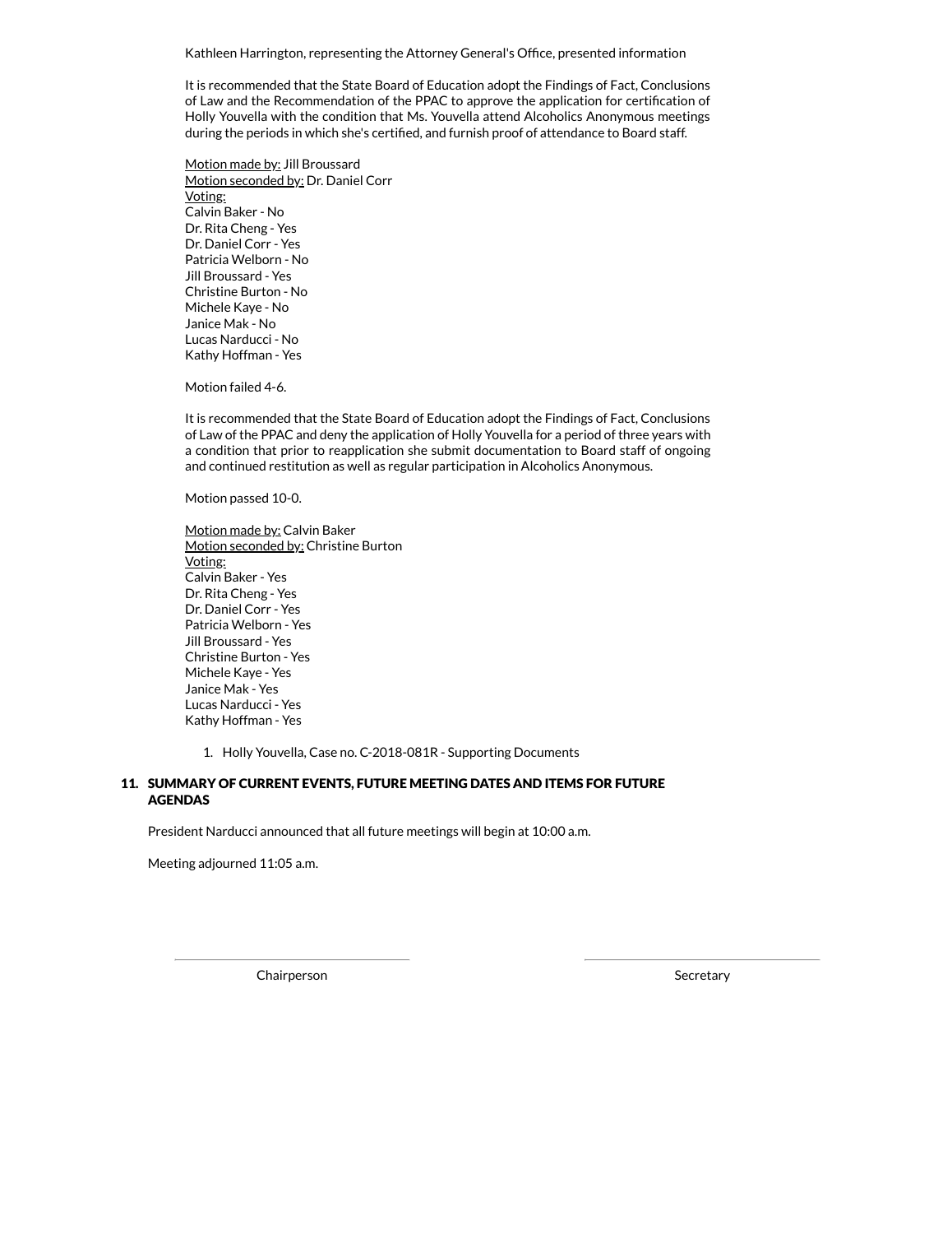Kathleen Harrington, representing the Attorney General's Office, presented information

It is recommended that the State Board of Education adopt the Findings of Fact, Conclusions of Law and the Recommendation of the PPAC to approve the application for certification of Holly Youvella with the condition that Ms. Youvella attend Alcoholics Anonymous meetings during the periods in which she's certified, and furnish proof of attendance to Board staff.

Motion made by: Jill Broussard
Motion seconded by: Dr. Daniel Corr
Voting:
Calvin Baker - No
Dr. Rita Cheng - Yes
Dr. Daniel Corr - Yes
Patricia Welborn - No
Jill Broussard - Yes
Christine Burton - No
Michele Kaye - No
Janice Mak - No
Lucas Narducci - No
Kathy Hoffman - Yes

Motion failed 4-6.

It is recommended that the State Board of Education adopt the Findings of Fact, Conclusions of Law of the PPAC and deny the application of Holly Youvella for a period of three years with a condition that prior to reapplication she submit documentation to Board staff of ongoing and continued restitution as well as regular participation in Alcoholics Anonymous.

Motion passed 10-0.

Motion made by: Calvin Baker
Motion seconded by: Christine Burton
Voting:
Calvin Baker - Yes
Dr. Rita Cheng - Yes
Dr. Daniel Corr - Yes
Patricia Welborn - Yes
Jill Broussard - Yes
Christine Burton - Yes
Michele Kaye - Yes
Janice Mak - Yes
Lucas Narducci - Yes
Kathy Hoffman - Yes

1. Holly Youvella, Case no. C-2018-081R - Supporting Documents

## 11. SUMMARY OF CURRENT EVENTS, FUTURE MEETING DATES AND ITEMS FOR FUTURE AGENDAS

President Narducci announced that all future meetings will begin at 10:00 a.m.

Meeting adjourned 11:05 a.m.

Chairperson

Secretary